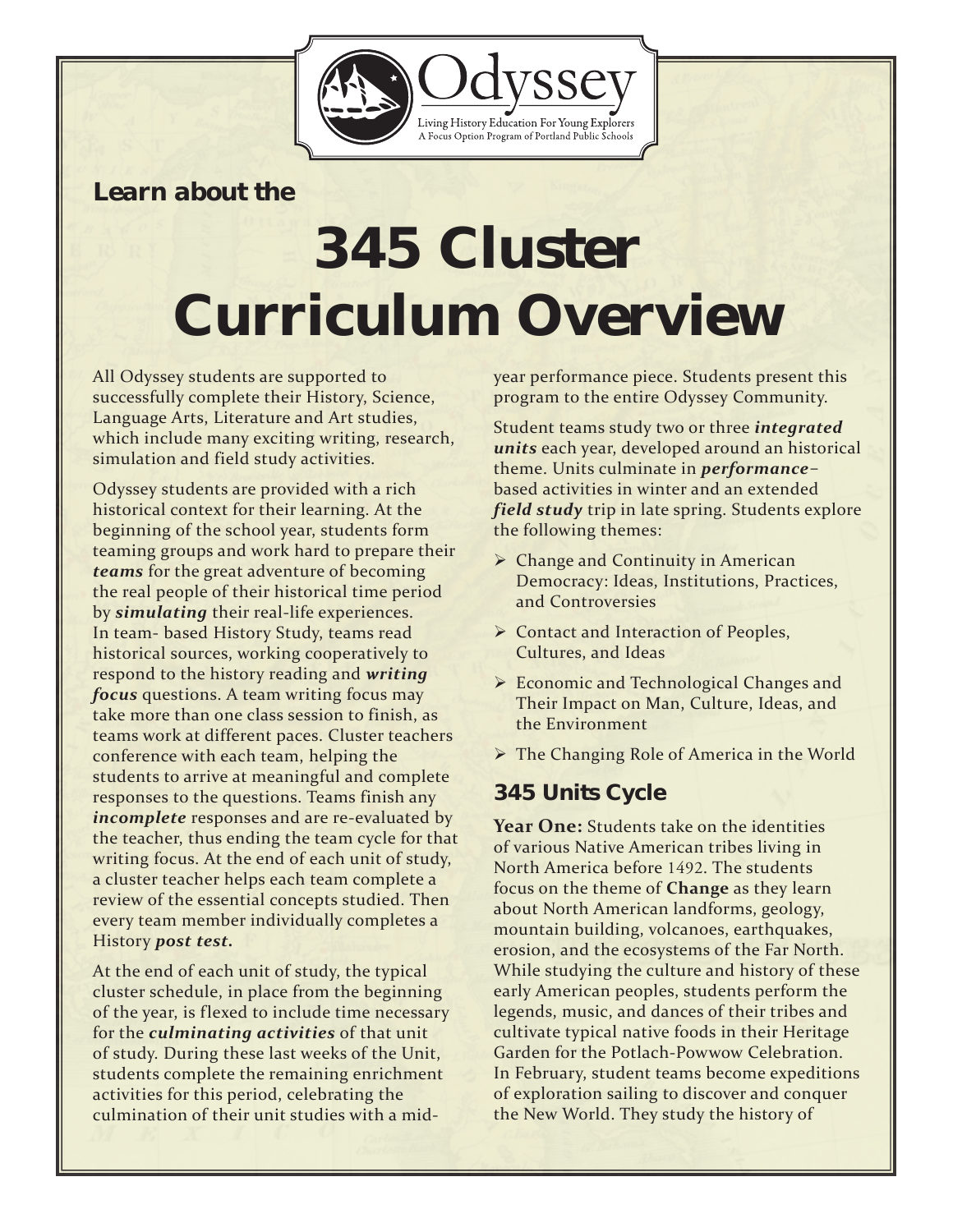Odyssey

Living History Education For Young Explorers
A Focus Option Program of Portland Public Schools

**Learn about the**

# 345 Cluster Curriculum Overview

All Odyssey students are supported to successfully complete their History, Science, Language Arts, Literature and Art studies, which include many exciting writing, research, simulation and field study activities.

Odyssey students are provided with a rich historical context for their learning. At the beginning of the school year, students form teaming groups and work hard to prepare their ***teams*** for the great adventure of becoming the real people of their historical time period by ***simulating*** their real-life experiences. In team- based History Study, teams read historical sources, working cooperatively to respond to the history reading and ***writing focus*** questions. A team writing focus may take more than one class session to finish, as teams work at different paces. Cluster teachers conference with each team, helping the students to arrive at meaningful and complete responses to the questions. Teams finish any ***incomplete*** responses and are re-evaluated by the teacher, thus ending the team cycle for that writing focus. At the end of each unit of study, a cluster teacher helps each team complete a review of the essential concepts studied. Then every team member individually completes a History ***post test.***

At the end of each unit of study, the typical cluster schedule, in place from the beginning of the year, is flexed to include time necessary for the ***culminating activities*** of that unit of study. During these last weeks of the Unit, students complete the remaining enrichment activities for this period, celebrating the culmination of their unit studies with a mid-year performance piece. Students present this program to the entire Odyssey Community.

Student teams study two or three ***integrated units*** each year, developed around an historical theme. Units culminate in ***performance***–based activities in winter and an extended ***field study*** trip in late spring. Students explore the following themes:

- Change and Continuity in American Democracy: Ideas, Institutions, Practices, and Controversies
- Contact and Interaction of Peoples, Cultures, and Ideas
- Economic and Technological Changes and Their Impact on Man, Culture, Ideas, and the Environment
- The Changing Role of America in the World

## 345 Units Cycle

**Year One:** Students take on the identities of various Native American tribes living in North America before 1492. The students focus on the theme of **Change** as they learn about North American landforms, geology, mountain building, volcanoes, earthquakes, erosion, and the ecosystems of the Far North. While studying the culture and history of these early American peoples, students perform the legends, music, and dances of their tribes and cultivate typical native foods in their Heritage Garden for the Potlach-Powwow Celebration. In February, student teams become expeditions of exploration sailing to discover and conquer the New World. They study the history of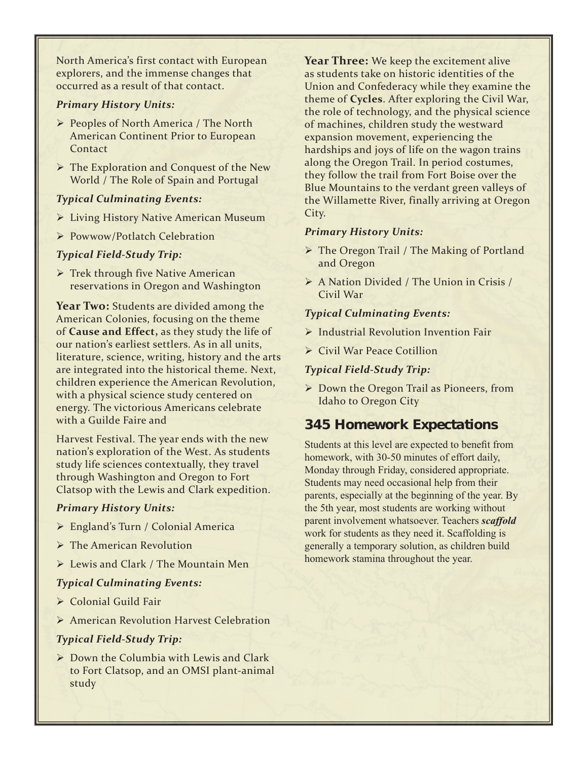North America's first contact with European explorers, and the immense changes that occurred as a result of that contact.

***Primary History Units:***

- Peoples of North America / The North American Continent Prior to European Contact
- The Exploration and Conquest of the New World / The Role of Spain and Portugal

***Typical Culminating Events:***

- Living History Native American Museum
- Powwow/Potlatch Celebration

***Typical Field-Study Trip:***

- Trek through five Native American reservations in Oregon and Washington

**Year Two:** Students are divided among the American Colonies, focusing on the theme of **Cause and Effect,** as they study the life of our nation's earliest settlers. As in all units, literature, science, writing, history and the arts are integrated into the historical theme. Next, children experience the American Revolution, with a physical science study centered on energy. The victorious Americans celebrate with a Guilde Faire and

Harvest Festival. The year ends with the new nation's exploration of the West. As students study life sciences contextually, they travel through Washington and Oregon to Fort Clatsop with the Lewis and Clark expedition.

***Primary History Units:***

- England's Turn / Colonial America
- The American Revolution
- Lewis and Clark / The Mountain Men

***Typical Culminating Events:***

- Colonial Guild Fair
- American Revolution Harvest Celebration

***Typical Field-Study Trip:***

- Down the Columbia with Lewis and Clark to Fort Clatsop, and an OMSI plant-animal study

**Year Three:** We keep the excitement alive as students take on historic identities of the Union and Confederacy while they examine the theme of **Cycles**. After exploring the Civil War, the role of technology, and the physical science of machines, children study the westward expansion movement, experiencing the hardships and joys of life on the wagon trains along the Oregon Trail. In period costumes, they follow the trail from Fort Boise over the Blue Mountains to the verdant green valleys of the Willamette River, finally arriving at Oregon City.

***Primary History Units:***

- The Oregon Trail / The Making of Portland and Oregon
- A Nation Divided / The Union in Crisis / Civil War

***Typical Culminating Events:***

- Industrial Revolution Invention Fair
- Civil War Peace Cotillion

***Typical Field-Study Trip:***

- Down the Oregon Trail as Pioneers, from Idaho to Oregon City

## 345 Homework Expectations

Students at this level are expected to benefit from homework, with 30-50 minutes of effort daily, Monday through Friday, considered appropriate. Students may need occasional help from their parents, especially at the beginning of the year. By the 5th year, most students are working without parent involvement whatsoever. Teachers ***scaffold*** work for students as they need it. Scaffolding is generally a temporary solution, as children build homework stamina throughout the year.